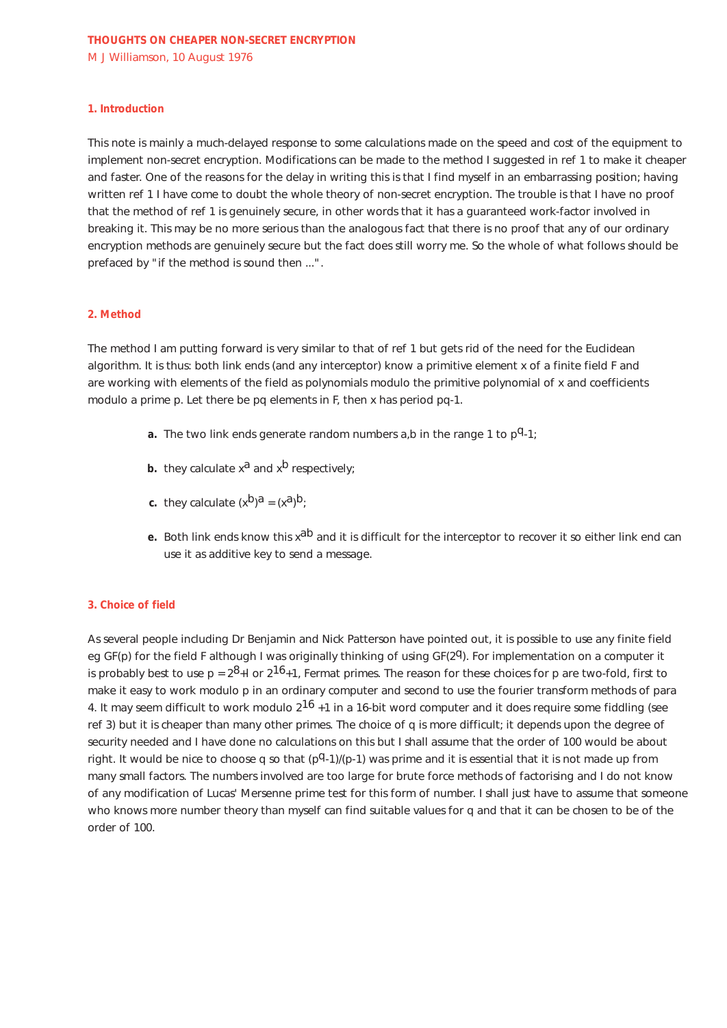# THOUGHTS ON CHEAPER NON-SECRET ENCRYPTION

M J Williamson, 10 August 1976

## 1. Introduction

This note is mainly a much-delayed response to some calculations made on the speed and cost of the equipment to implement non-secret encryption. Modifications can be made to the method I suggested in ref 1 to make it cheaper and faster. One of the reasons for the delay in writing this is that I find myself in an embarrassing position; having written ref 1 I have come to doubt the whole theory of non-secret encryption. The trouble is that I have no proof that the method of ref 1 is genuinely secure, in other words that it has a guaranteed work-factor involved in breaking it. This may be no more serious than the analogous fact that there is no proof that any of our ordinary encryption methods are genuinely secure but the fact does still worry me. So the whole of what follows should be prefaced by "if the method is sound then ...".

## 2. Method

The method I am putting forward is very similar to that of ref 1 but gets rid of the need for the Euclidean algorithm. It is thus: both link ends (and any interceptor) know a primitive element x of a finite field F and are working with elements of the field as polynomials modulo the primitive polynomial of x and coefficients modulo a prime p. Let there be pq elements in F, then x has period pq-1.

- **a.** The two link ends generate random numbers a,b in the range 1 to $p^q$-1;
- **b.** they calculate $x^a$ and $x^b$ respectively;
- **c.** they calculate $(x^b)^a = (x^a)^b$;
- **e.** Both link ends know this $x^{ab}$ and it is difficult for the interceptor to recover it so either link end can use it as additive key to send a message.

## 3. Choice of field

As several people including Dr Benjamin and Nick Patterson have pointed out, it is possible to use any finite field eg GF(p) for the field F although I was originally thinking of using GF($2^q$). For implementation on a computer it is probably best to use p = $2^8$+l or $2^{16}$+1, Fermat primes. The reason for these choices for p are two-fold, first to make it easy to work modulo p in an ordinary computer and second to use the fourier transform methods of para 4. It may seem difficult to work modulo $2^{16}$ +1 in a 16-bit word computer and it does require some fiddling (see ref 3) but it is cheaper than many other primes. The choice of q is more difficult; it depends upon the degree of security needed and I have done no calculations on this but I shall assume that the order of 100 would be about right. It would be nice to choose q so that ($p^q$-1)/(p-1) was prime and it is essential that it is not made up from many small factors. The numbers involved are too large for brute force methods of factorising and I do not know of any modification of Lucas' Mersenne prime test for this form of number. I shall just have to assume that someone who knows more number theory than myself can find suitable values for q and that it can be chosen to be of the order of 100.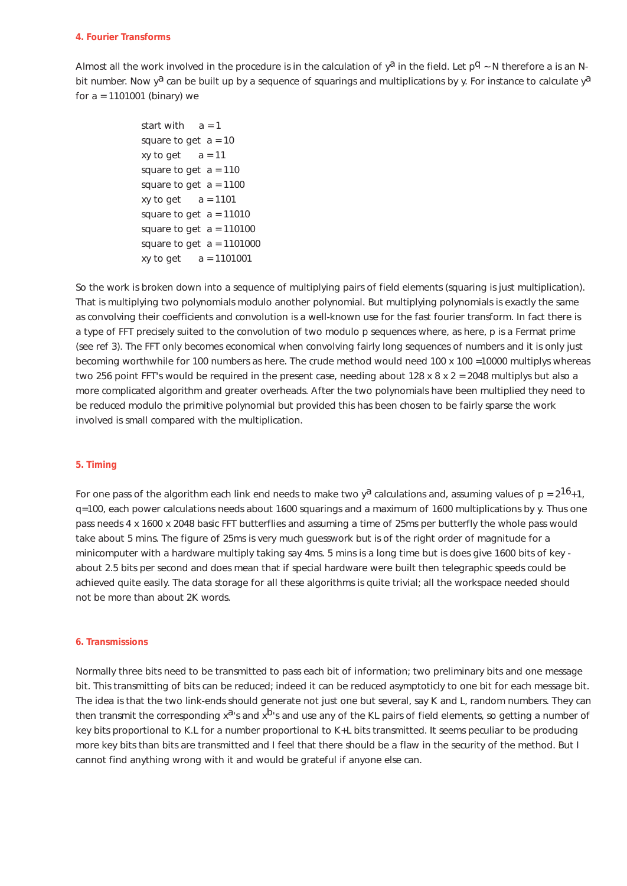## 4. Fourier Transforms

Almost all the work involved in the procedure is in the calculation of $y^a$ in the field. Let $p^q \sim N$ therefore a is an N-bit number. Now $y^a$ can be built up by a sequence of squarings and multiplications by y. For instance to calculate $y^a$ for a = 1101001 (binary) we

start with a = 1
square to get a = 10
xy to get a = 11
square to get a = 110
square to get a = 1100
xy to get a = 1101
square to get a = 11010
square to get a = 110100
square to get a = 1101000
xy to get a = 1101001

So the work is broken down into a sequence of multiplying pairs of field elements (squaring is just multiplication). That is multiplying two polynomials modulo another polynomial. But multiplying polynomials is exactly the same as convolving their coefficients and convolution is a well-known use for the fast fourier transform. In fact there is a type of FFT precisely suited to the convolution of two modulo p sequences where, as here, p is a Fermat prime (see ref 3). The FFT only becomes economical when convolving fairly long sequences of numbers and it is only just becoming worthwhile for 100 numbers as here. The crude method would need 100 x 100 =10000 multiplys whereas two 256 point FFT's would be required in the present case, needing about 128 x 8 x 2 = 2048 multiplys but also a more complicated algorithm and greater overheads. After the two polynomials have been multiplied they need to be reduced modulo the primitive polynomial but provided this has been chosen to be fairly sparse the work involved is small compared with the multiplication.

## 5. Timing

For one pass of the algorithm each link end needs to make two $y^a$ calculations and, assuming values of $p = 2^{16}+1$, q=100, each power calculations needs about 1600 squarings and a maximum of 1600 multiplications by y. Thus one pass needs 4 x 1600 x 2048 basic FFT butterflies and assuming a time of 25ms per butterfly the whole pass would take about 5 mins. The figure of 25ms is very much guesswork but is of the right order of magnitude for a minicomputer with a hardware multiply taking say 4ms. 5 mins is a long time but is does give 1600 bits of key - about 2.5 bits per second and does mean that if special hardware were built then telegraphic speeds could be achieved quite easily. The data storage for all these algorithms is quite trivial; all the workspace needed should not be more than about 2K words.

## 6. Transmissions

Normally three bits need to be transmitted to pass each bit of information; two preliminary bits and one message bit. This transmitting of bits can be reduced; indeed it can be reduced asymptoticly to one bit for each message bit. The idea is that the two link-ends should generate not just one but several, say K and L, random numbers. They can then transmit the corresponding $x^a$'s and $x^b$'s and use any of the KL pairs of field elements, so getting a number of key bits proportional to K.L for a number proportional to K+L bits transmitted. It seems peculiar to be producing more key bits than bits are transmitted and I feel that there should be a flaw in the security of the method. But I cannot find anything wrong with it and would be grateful if anyone else can.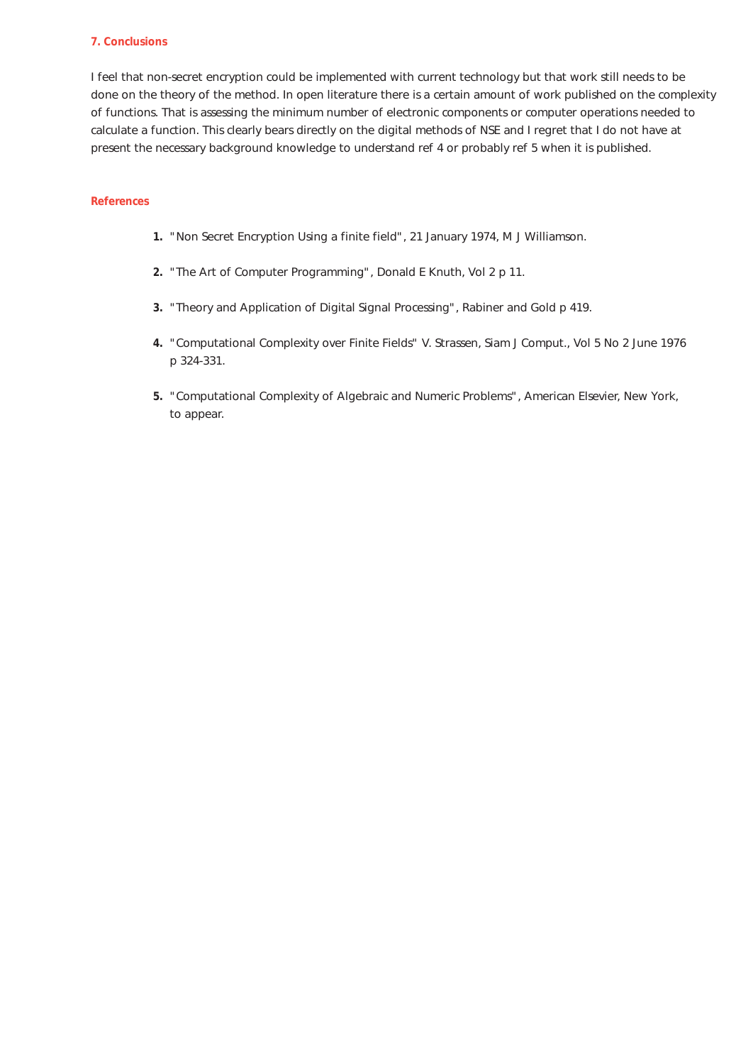## 7. Conclusions

I feel that non-secret encryption could be implemented with current technology but that work still needs to be done on the theory of the method. In open literature there is a certain amount of work published on the complexity of functions. That is assessing the minimum number of electronic components or computer operations needed to calculate a function. This clearly bears directly on the digital methods of NSE and I regret that I do not have at present the necessary background knowledge to understand ref 4 or probably ref 5 when it is published.

## References

1. "Non Secret Encryption Using a finite field", 21 January 1974, M J Williamson.
2. "The Art of Computer Programming", Donald E Knuth, Vol 2 p 11.
3. "Theory and Application of Digital Signal Processing", Rabiner and Gold p 419.
4. "Computational Complexity over Finite Fields" V. Strassen, Siam J Comput., Vol 5 No 2 June 1976 p 324-331.
5. "Computational Complexity of Algebraic and Numeric Problems", American Elsevier, New York, to appear.